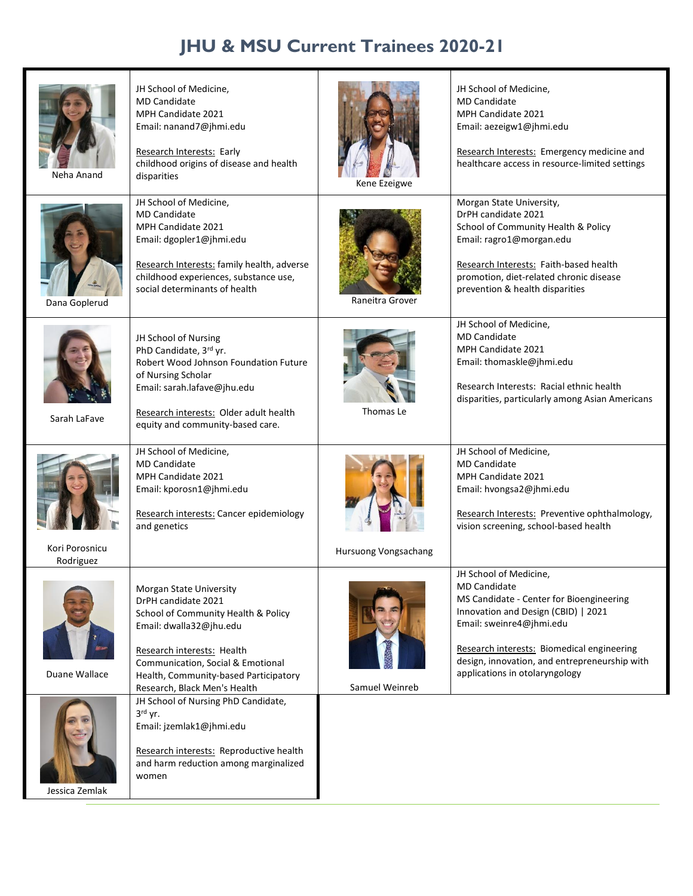# JHU & MSU Current Trainees 2020-21

| | | | |
|---|---|---|---|
| Neha Anand | JH School of Medicine, MD Candidate<br>MPH Candidate 2021<br>Email: nanand7@jhmi.edu<br><br>Research Interests: Early childhood origins of disease and health disparities | Kene Ezeigwe | JH School of Medicine, MD Candidate<br>MPH Candidate 2021<br>Email: aezeigw1@jhmi.edu<br><br>Research Interests: Emergency medicine and healthcare access in resource-limited settings |
| Dana Goplerud | JH School of Medicine, MD Candidate<br>MPH Candidate 2021<br>Email: dgopler1@jhmi.edu<br><br>Research Interests: family health, adverse childhood experiences, substance use, social determinants of health | Raneitra Grover | Morgan State University, DrPH candidate 2021<br>School of Community Health & Policy<br>Email: ragro1@morgan.edu<br><br>Research Interests: Faith-based health promotion, diet-related chronic disease prevention & health disparities |
| Sarah LaFave | JH School of Nursing<br>PhD Candidate, 3rd yr.<br>Robert Wood Johnson Foundation Future of Nursing Scholar<br>Email: sarah.lafave@jhu.edu<br><br>Research interests: Older adult health equity and community-based care. | Thomas Le | JH School of Medicine, MD Candidate<br>MPH Candidate 2021<br>Email: thomaskle@jhmi.edu<br><br>Research Interests: Racial ethnic health disparities, particularly among Asian Americans |
| Kori Porosnicu Rodriguez | JH School of Medicine, MD Candidate<br>MPH Candidate 2021<br>Email: kporosn1@jhmi.edu<br><br>Research interests: Cancer epidemiology and genetics | Hursuong Vongsachang | JH School of Medicine, MD Candidate<br>MPH Candidate 2021<br>Email: hvongsa2@jhmi.edu<br><br>Research Interests: Preventive ophthalmology, vision screening, school-based health |
| Duane Wallace | Morgan State University<br>DrPH candidate 2021<br>School of Community Health & Policy<br>Email: dwalla32@jhu.edu<br><br>Research interests: Health Communication, Social & Emotional Health, Community-based Participatory Research, Black Men's Health | Samuel Weinreb | JH School of Medicine, MD Candidate<br>MS Candidate - Center for Bioengineering Innovation and Design (CBID) \| 2021<br>Email: sweinre4@jhmi.edu<br><br>Research interests: Biomedical engineering design, innovation, and entrepreneurship with applications in otolaryngology |
| Jessica Zemlak | JH School of Nursing PhD Candidate, 3rd yr.<br>Email: jzemlak1@jhmi.edu<br><br>Research interests: Reproductive health and harm reduction among marginalized women | | |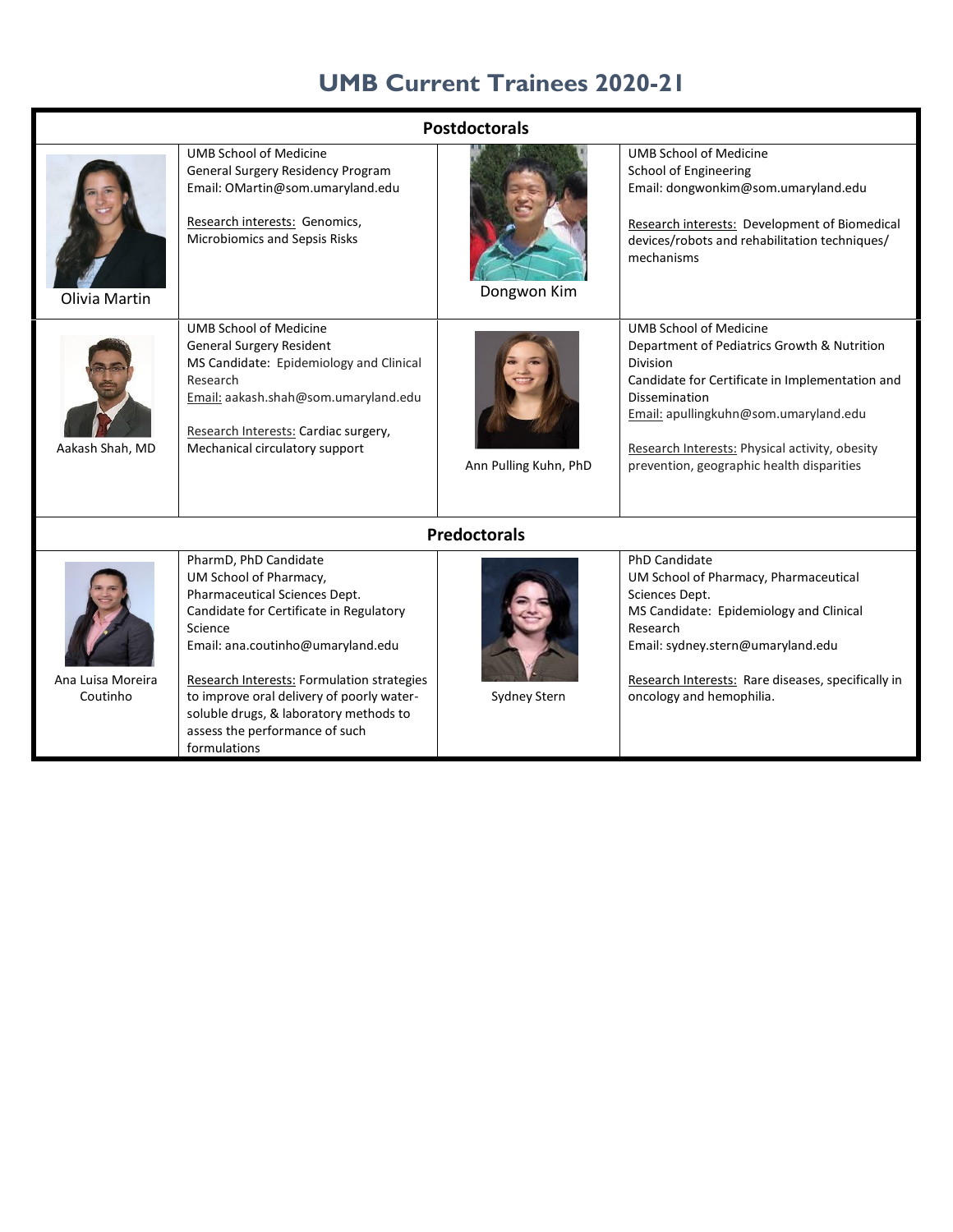# UMB Current Trainees 2020-21

## Postdoctorals

| | | | |
|---|---|---|---|
| Olivia Martin | UMB School of Medicine<br>General Surgery Residency Program<br>Email: OMartin@som.umaryland.edu<br><br>Research interests: Genomics, Microbiomics and Sepsis Risks | Dongwon Kim | UMB School of Medicine<br>School of Engineering<br>Email: dongwonkim@som.umaryland.edu<br><br>Research interests: Development of Biomedical devices/robots and rehabilitation techniques/ mechanisms |
| Aakash Shah, MD | UMB School of Medicine<br>General Surgery Resident<br>MS Candidate: Epidemiology and Clinical Research<br>Email: aakash.shah@som.umaryland.edu<br><br>Research Interests: Cardiac surgery, Mechanical circulatory support | Ann Pulling Kuhn, PhD | UMB School of Medicine<br>Department of Pediatrics Growth & Nutrition Division<br>Candidate for Certificate in Implementation and Dissemination<br>Email: apullingkuhn@som.umaryland.edu<br><br>Research Interests: Physical activity, obesity prevention, geographic health disparities |

## Predoctorals

| | | | |
|---|---|---|---|
| Ana Luisa Moreira Coutinho | PharmD, PhD Candidate<br>UM School of Pharmacy, Pharmaceutical Sciences Dept.<br>Candidate for Certificate in Regulatory Science<br>Email: ana.coutinho@umaryland.edu<br><br>Research Interests: Formulation strategies to improve oral delivery of poorly water-soluble drugs, & laboratory methods to assess the performance of such formulations | Sydney Stern | PhD Candidate<br>UM School of Pharmacy, Pharmaceutical Sciences Dept.<br>MS Candidate: Epidemiology and Clinical Research<br>Email: sydney.stern@umaryland.edu<br><br>Research Interests: Rare diseases, specifically in oncology and hemophilia. |